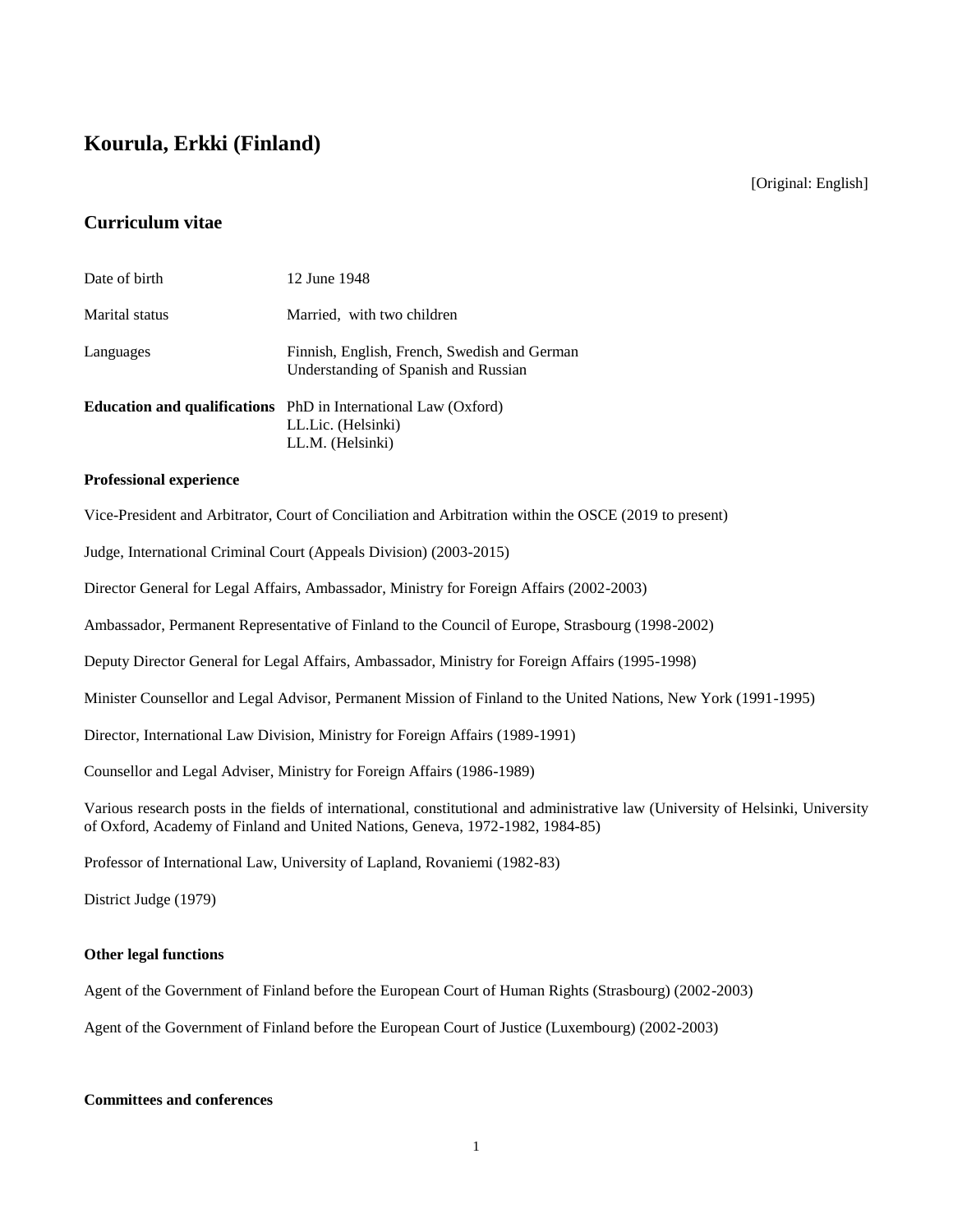# Kourula, Erkki (Finland)

[Original: English]

## Curriculum vitae

| | |
|---|---|
| Date of birth | 12 June 1948 |
| Marital status | Married, with two children |
| Languages | Finnish, English, French, Swedish and German<br>Understanding of Spanish and Russian |
| **Education and qualifications** | PhD in International Law (Oxford)<br>LL.Lic. (Helsinki)<br>LL.M. (Helsinki) |

**Professional experience**

Vice-President and Arbitrator, Court of Conciliation and Arbitration within the OSCE (2019 to present)

Judge, International Criminal Court (Appeals Division) (2003-2015)

Director General for Legal Affairs, Ambassador, Ministry for Foreign Affairs (2002-2003)

Ambassador, Permanent Representative of Finland to the Council of Europe, Strasbourg (1998-2002)

Deputy Director General for Legal Affairs, Ambassador, Ministry for Foreign Affairs (1995-1998)

Minister Counsellor and Legal Advisor, Permanent Mission of Finland to the United Nations, New York (1991-1995)

Director, International Law Division, Ministry for Foreign Affairs (1989-1991)

Counsellor and Legal Adviser, Ministry for Foreign Affairs (1986-1989)

Various research posts in the fields of international, constitutional and administrative law (University of Helsinki, University of Oxford, Academy of Finland and United Nations, Geneva, 1972-1982, 1984-85)

Professor of International Law, University of Lapland, Rovaniemi (1982-83)

District Judge (1979)

**Other legal functions**

Agent of the Government of Finland before the European Court of Human Rights (Strasbourg) (2002-2003)

Agent of the Government of Finland before the European Court of Justice (Luxembourg) (2002-2003)

**Committees and conferences**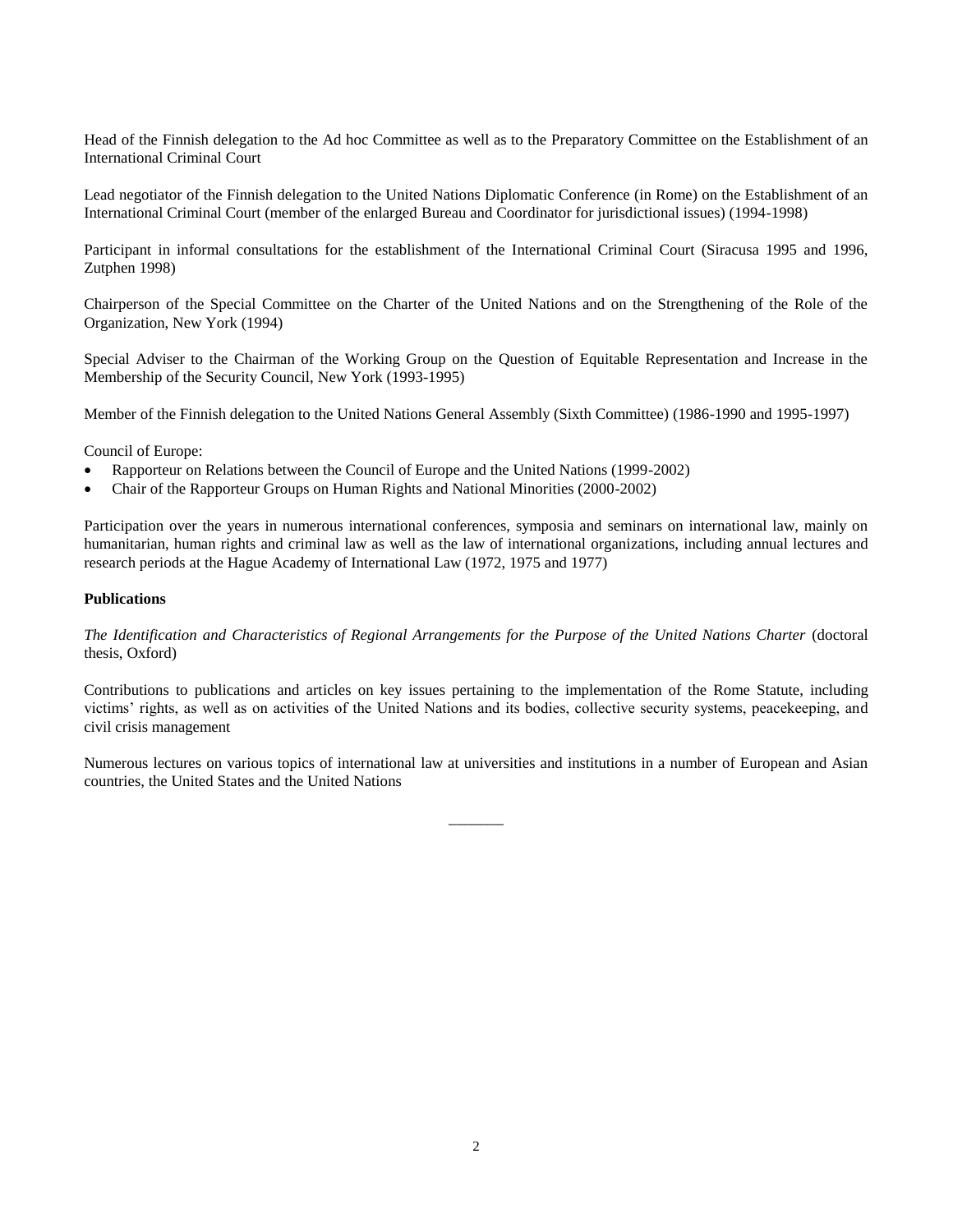Head of the Finnish delegation to the Ad hoc Committee as well as to the Preparatory Committee on the Establishment of an International Criminal Court

Lead negotiator of the Finnish delegation to the United Nations Diplomatic Conference (in Rome) on the Establishment of an International Criminal Court (member of the enlarged Bureau and Coordinator for jurisdictional issues) (1994-1998)

Participant in informal consultations for the establishment of the International Criminal Court (Siracusa 1995 and 1996, Zutphen 1998)

Chairperson of the Special Committee on the Charter of the United Nations and on the Strengthening of the Role of the Organization, New York (1994)

Special Adviser to the Chairman of the Working Group on the Question of Equitable Representation and Increase in the Membership of the Security Council, New York (1993-1995)

Member of the Finnish delegation to the United Nations General Assembly (Sixth Committee) (1986-1990 and 1995-1997)

Council of Europe:

- Rapporteur on Relations between the Council of Europe and the United Nations (1999-2002)
- Chair of the Rapporteur Groups on Human Rights and National Minorities (2000-2002)

Participation over the years in numerous international conferences, symposia and seminars on international law, mainly on humanitarian, human rights and criminal law as well as the law of international organizations, including annual lectures and research periods at the Hague Academy of International Law (1972, 1975 and 1977)

**Publications**

*The Identification and Characteristics of Regional Arrangements for the Purpose of the United Nations Charter* (doctoral thesis, Oxford)

Contributions to publications and articles on key issues pertaining to the implementation of the Rome Statute, including victims' rights, as well as on activities of the United Nations and its bodies, collective security systems, peacekeeping, and civil crisis management

Numerous lectures on various topics of international law at universities and institutions in a number of European and Asian countries, the United States and the United Nations